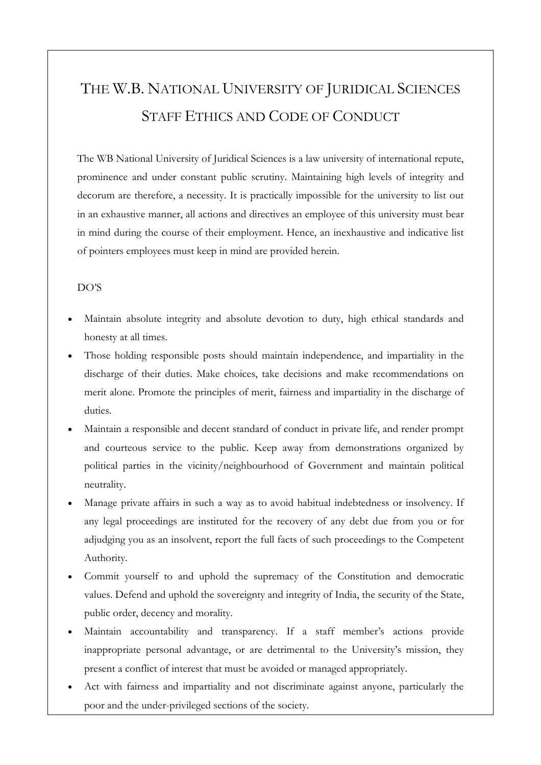# THE W.B. NATIONAL UNIVERSITY OF JURIDICAL SCIENCES STAFF ETHICS AND CODE OF CONDUCT

The WB National University of Juridical Sciences is a law university of international repute, prominence and under constant public scrutiny. Maintaining high levels of integrity and decorum are therefore, a necessity. It is practically impossible for the university to list out in an exhaustive manner, all actions and directives an employee of this university must bear in mind during the course of their employment. Hence, an inexhaustive and indicative list of pointers employees must keep in mind are provided herein.

DO'S

- Maintain absolute integrity and absolute devotion to duty, high ethical standards and honesty at all times.
- Those holding responsible posts should maintain independence, and impartiality in the discharge of their duties. Make choices, take decisions and make recommendations on merit alone. Promote the principles of merit, fairness and impartiality in the discharge of duties.
- Maintain a responsible and decent standard of conduct in private life, and render prompt and courteous service to the public. Keep away from demonstrations organized by political parties in the vicinity/neighbourhood of Government and maintain political neutrality.
- Manage private affairs in such a way as to avoid habitual indebtedness or insolvency. If any legal proceedings are instituted for the recovery of any debt due from you or for adjudging you as an insolvent, report the full facts of such proceedings to the Competent Authority.
- Commit yourself to and uphold the supremacy of the Constitution and democratic values. Defend and uphold the sovereignty and integrity of India, the security of the State, public order, decency and morality.
- Maintain accountability and transparency. If a staff member's actions provide inappropriate personal advantage, or are detrimental to the University's mission, they present a conflict of interest that must be avoided or managed appropriately.
- Act with fairness and impartiality and not discriminate against anyone, particularly the poor and the under-privileged sections of the society.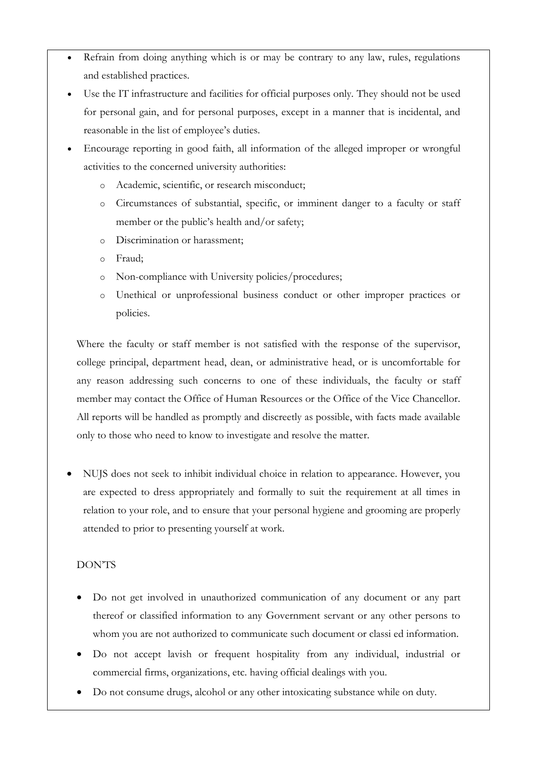- Refrain from doing anything which is or may be contrary to any law, rules, regulations and established practices.
- Use the IT infrastructure and facilities for official purposes only. They should not be used for personal gain, and for personal purposes, except in a manner that is incidental, and reasonable in the list of employee's duties.
- Encourage reporting in good faith, all information of the alleged improper or wrongful activities to the concerned university authorities:
  - Academic, scientific, or research misconduct;
  - Circumstances of substantial, specific, or imminent danger to a faculty or staff member or the public's health and/or safety;
  - Discrimination or harassment;
  - Fraud;
  - Non-compliance with University policies/procedures;
  - Unethical or unprofessional business conduct or other improper practices or policies.

  Where the faculty or staff member is not satisfied with the response of the supervisor, college principal, department head, dean, or administrative head, or is uncomfortable for any reason addressing such concerns to one of these individuals, the faculty or staff member may contact the Office of Human Resources or the Office of the Vice Chancellor. All reports will be handled as promptly and discreetly as possible, with facts made available only to those who need to know to investigate and resolve the matter.

- NUJS does not seek to inhibit individual choice in relation to appearance. However, you are expected to dress appropriately and formally to suit the requirement at all times in relation to your role, and to ensure that your personal hygiene and grooming are properly attended to prior to presenting yourself at work.

DON'TS

- Do not get involved in unauthorized communication of any document or any part thereof or classified information to any Government servant or any other persons to whom you are not authorized to communicate such document or classi ed information.
- Do not accept lavish or frequent hospitality from any individual, industrial or commercial firms, organizations, etc. having official dealings with you.
- Do not consume drugs, alcohol or any other intoxicating substance while on duty.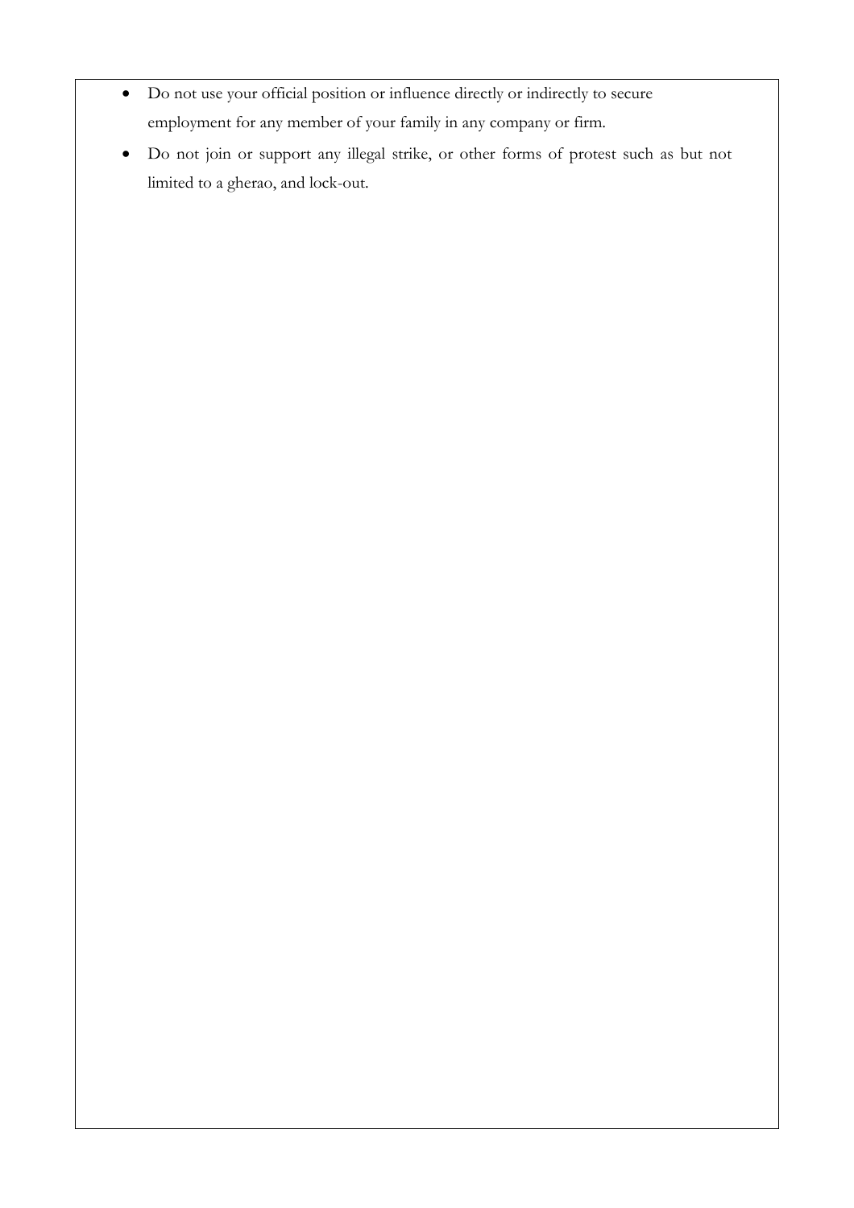- Do not use your official position or influence directly or indirectly to secure employment for any member of your family in any company or firm.
- Do not join or support any illegal strike, or other forms of protest such as but not limited to a gherao, and lock-out.